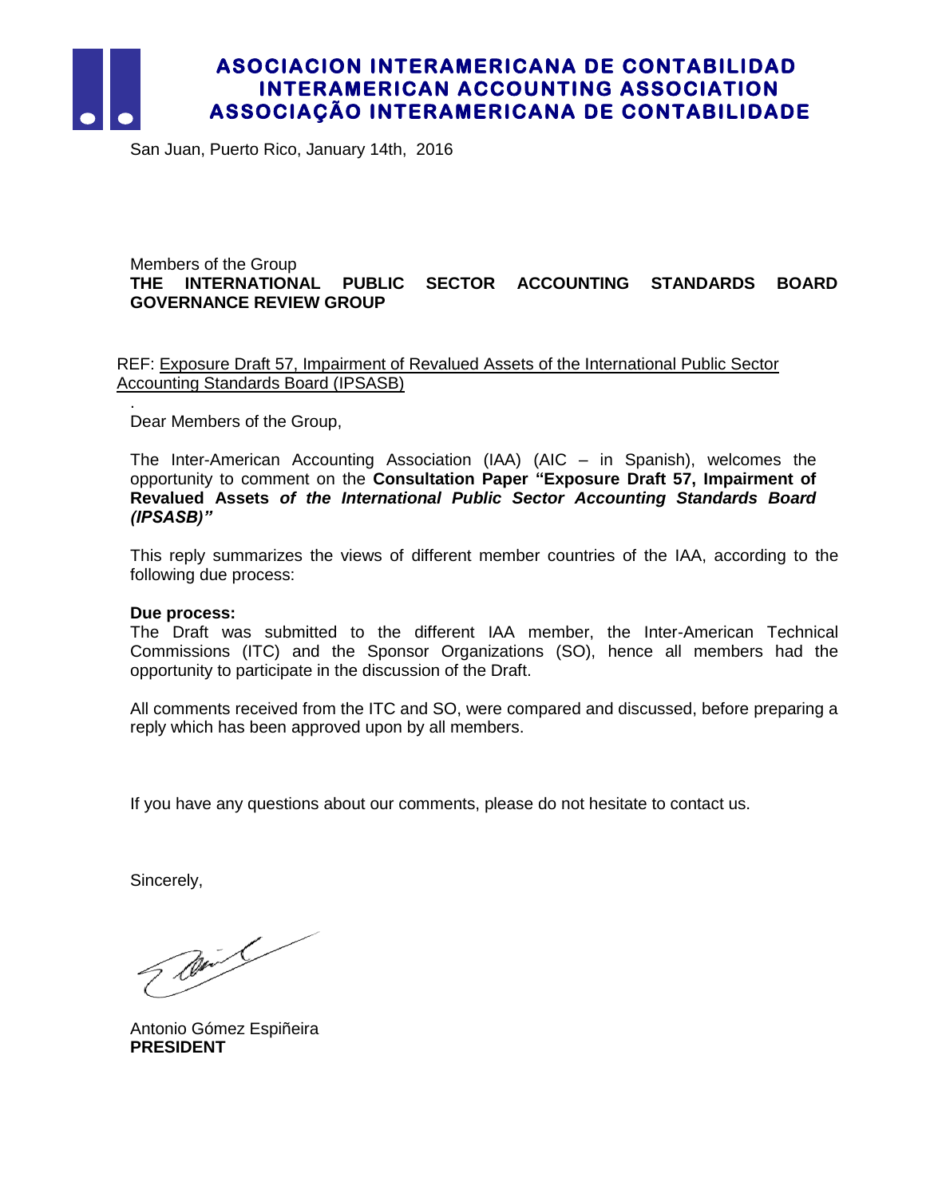# ASOCIACION INTERAMERICANA DE CONTABILIDAD
# INTERAMERICAN ACCOUNTING ASSOCIATION
# ASSOCIAÇÃO INTERAMERICANA DE CONTABILIDADE

San Juan, Puerto Rico, January 14th, 2016

Members of the Group
**THE INTERNATIONAL PUBLIC SECTOR ACCOUNTING STANDARDS BOARD GOVERNANCE REVIEW GROUP**

REF: Exposure Draft 57, Impairment of Revalued Assets of the International Public Sector Accounting Standards Board (IPSASB)

.
Dear Members of the Group,

The Inter-American Accounting Association (IAA) (AIC – in Spanish), welcomes the opportunity to comment on the **Consultation Paper "Exposure Draft 57, Impairment of Revalued Assets** ***of the International Public Sector Accounting Standards Board (IPSASB)"***

This reply summarizes the views of different member countries of the IAA, according to the following due process:

**Due process:**
The Draft was submitted to the different IAA member, the Inter-American Technical Commissions (ITC) and the Sponsor Organizations (SO), hence all members had the opportunity to participate in the discussion of the Draft.

All comments received from the ITC and SO, were compared and discussed, before preparing a reply which has been approved upon by all members.

If you have any questions about our comments, please do not hesitate to contact us.

Sincerely,

Antonio Gómez Espiñeira
**PRESIDENT**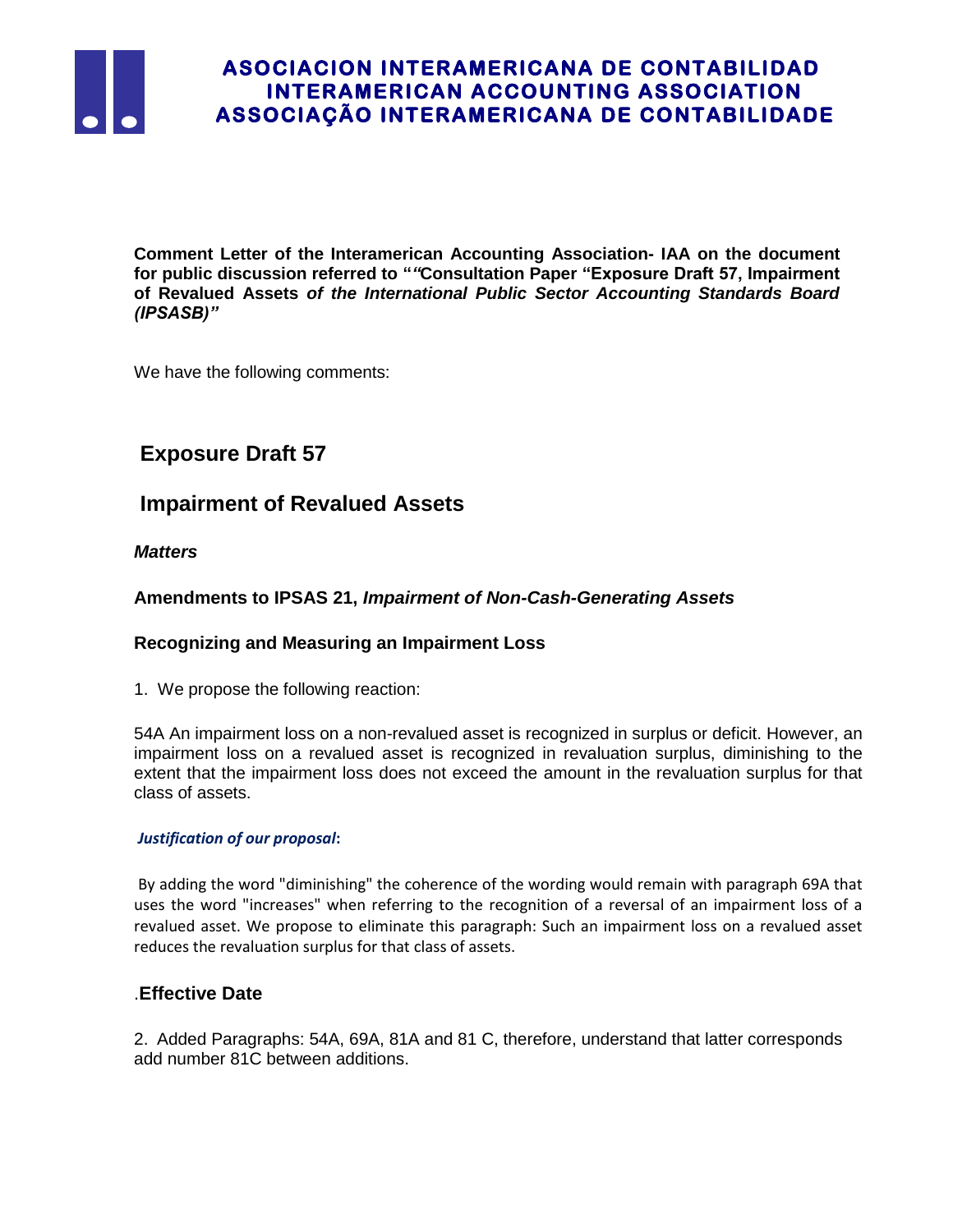**Comment Letter of the Interamerican Accounting Association- IAA on the document for public discussion referred to "*"*Consultation Paper "Exposure Draft 57, Impairment of Revalued Assets *of the International Public Sector Accounting Standards Board (IPSASB)"***

We have the following comments:

## Exposure Draft 57

## Impairment of Revalued Assets

***Matters***

**Amendments to IPSAS 21, *Impairment of Non-Cash-Generating Assets***

**Recognizing and Measuring an Impairment Loss**

1. We propose the following reaction:

54A An impairment loss on a non-revalued asset is recognized in surplus or deficit. However, an impairment loss on a revalued asset is recognized in revaluation surplus, diminishing to the extent that the impairment loss does not exceed the amount in the revaluation surplus for that class of assets.

***Justification of our proposal*:**

By adding the word "diminishing" the coherence of the wording would remain with paragraph 69A that uses the word "increases" when referring to the recognition of a reversal of an impairment loss of a revalued asset. We propose to eliminate this paragraph: Such an impairment loss on a revalued asset reduces the revaluation surplus for that class of assets.

### .Effective Date

2. Added Paragraphs: 54A, 69A, 81A and 81 C, therefore, understand that latter corresponds add number 81C between additions.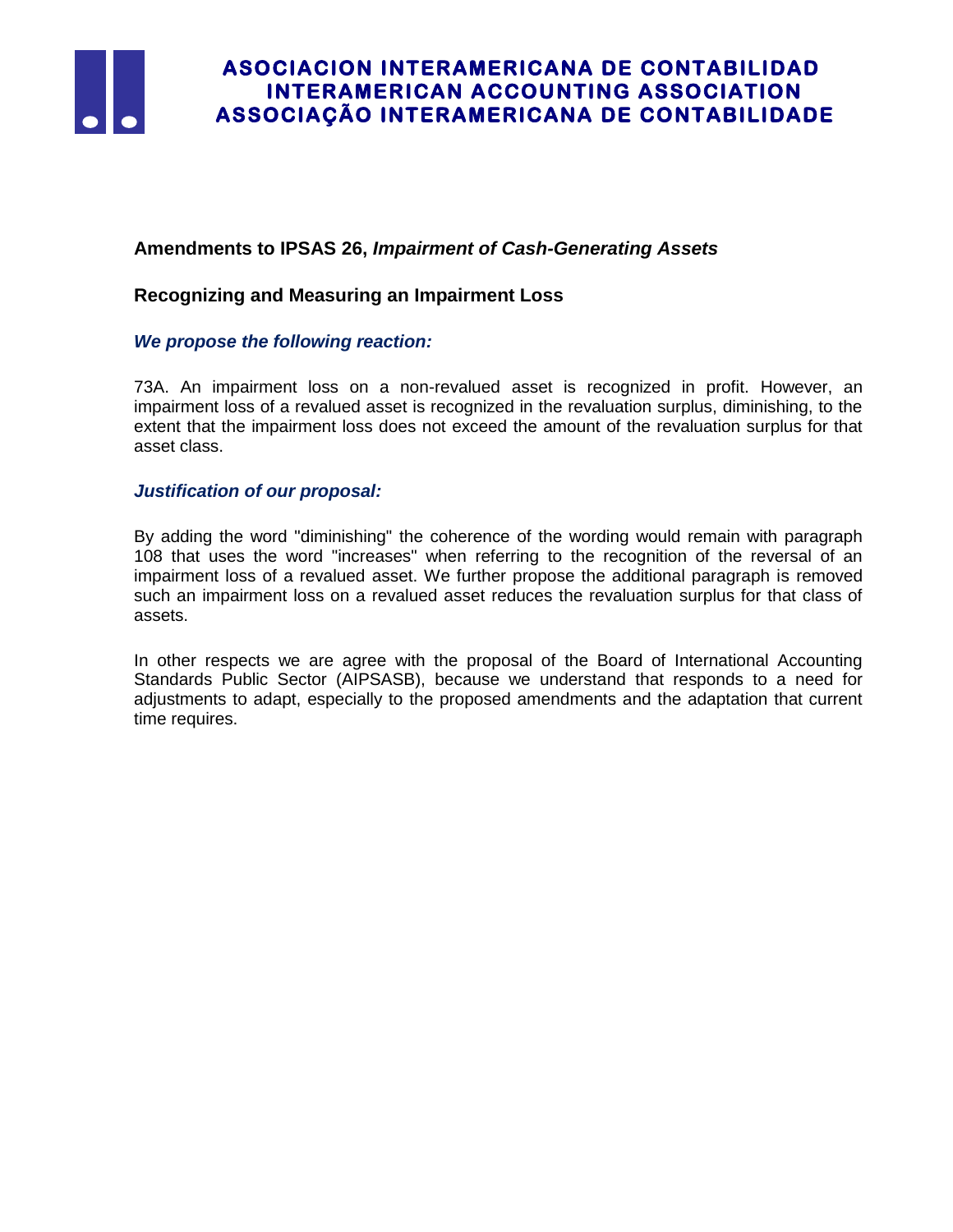**ASOCIACION INTERAMERICANA DE CONTABILIDAD**
**INTERAMERICAN ACCOUNTING ASSOCIATION**
**ASSOCIAÇÃO INTERAMERICANA DE CONTABILIDADE**

### Amendments to IPSAS 26, *Impairment of Cash-Generating Assets*

### Recognizing and Measuring an Impairment Loss

***We propose the following reaction:***

73A. An impairment loss on a non-revalued asset is recognized in profit. However, an impairment loss of a revalued asset is recognized in the revaluation surplus, diminishing, to the extent that the impairment loss does not exceed the amount of the revaluation surplus for that asset class.

***Justification of our proposal:***

By adding the word "diminishing" the coherence of the wording would remain with paragraph 108 that uses the word "increases" when referring to the recognition of the reversal of an impairment loss of a revalued asset. We further propose the additional paragraph is removed such an impairment loss on a revalued asset reduces the revaluation surplus for that class of assets.

In other respects we are agree with the proposal of the Board of International Accounting Standards Public Sector (AIPSASB), because we understand that responds to a need for adjustments to adapt, especially to the proposed amendments and the adaptation that current time requires.